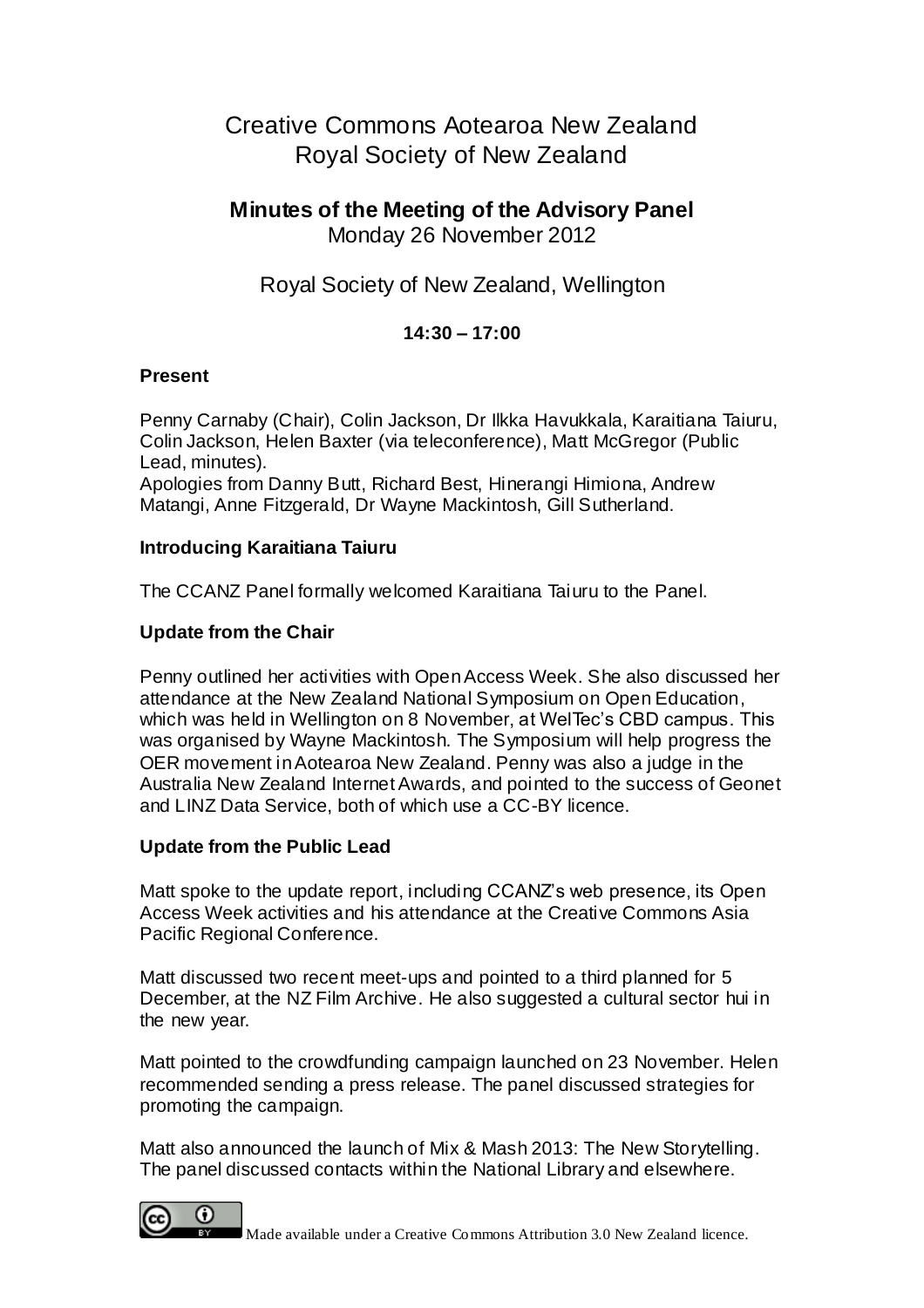# Creative Commons Aotearoa New Zealand
# Royal Society of New Zealand

## Minutes of the Meeting of the Advisory Panel

Monday 26 November 2012

Royal Society of New Zealand, Wellington

**14:30 – 17:00**

### Present

Penny Carnaby (Chair), Colin Jackson, Dr Ilkka Havukkala, Karaitiana Taiuru, Colin Jackson, Helen Baxter (via teleconference), Matt McGregor (Public Lead, minutes).
Apologies from Danny Butt, Richard Best, Hinerangi Himiona, Andrew Matangi, Anne Fitzgerald, Dr Wayne Mackintosh, Gill Sutherland.

### Introducing Karaitiana Taiuru

The CCANZ Panel formally welcomed Karaitiana Taiuru to the Panel.

### Update from the Chair

Penny outlined her activities with Open Access Week. She also discussed her attendance at the New Zealand National Symposium on Open Education, which was held in Wellington on 8 November, at WelTec's CBD campus. This was organised by Wayne Mackintosh. The Symposium will help progress the OER movement in Aotearoa New Zealand. Penny was also a judge in the Australia New Zealand Internet Awards, and pointed to the success of Geonet and LINZ Data Service, both of which use a CC-BY licence.

### Update from the Public Lead

Matt spoke to the update report, including CCANZ's web presence, its Open Access Week activities and his attendance at the Creative Commons Asia Pacific Regional Conference.

Matt discussed two recent meet-ups and pointed to a third planned for 5 December, at the NZ Film Archive. He also suggested a cultural sector hui in the new year.

Matt pointed to the crowdfunding campaign launched on 23 November. Helen recommended sending a press release. The panel discussed strategies for promoting the campaign.

Matt also announced the launch of Mix & Mash 2013: The New Storytelling. The panel discussed contacts within the National Library and elsewhere.

Made available under a Creative Commons Attribution 3.0 New Zealand licence.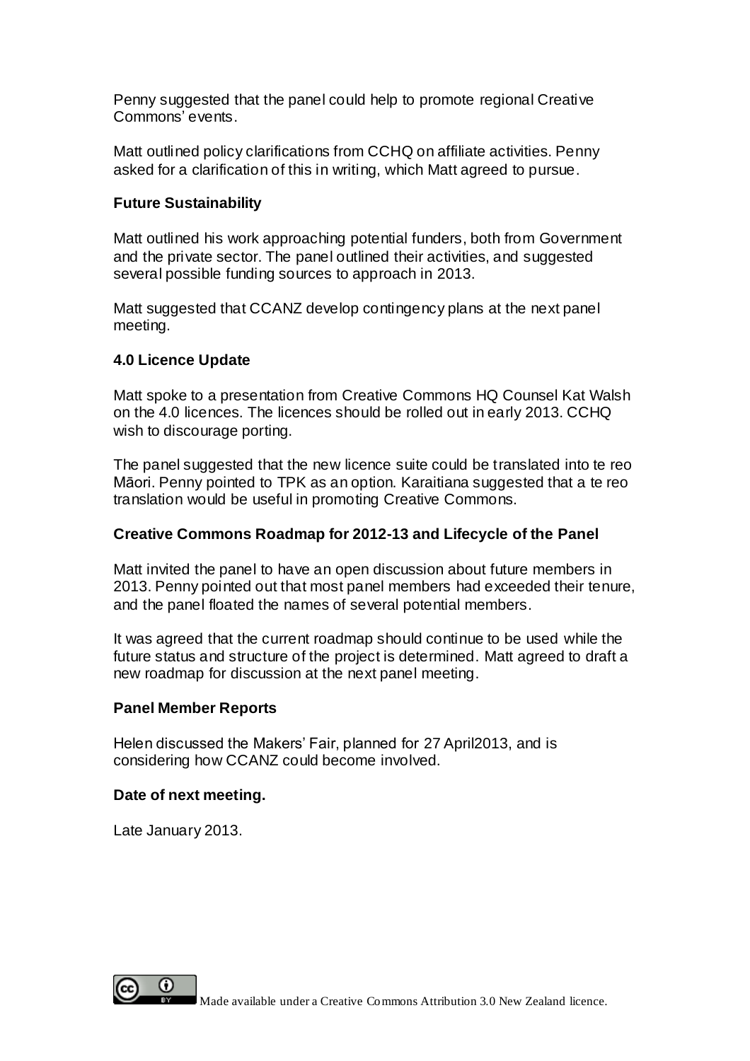Penny suggested that the panel could help to promote regional Creative Commons' events.

Matt outlined policy clarifications from CCHQ on affiliate activities. Penny asked for a clarification of this in writing, which Matt agreed to pursue.

**Future Sustainability**

Matt outlined his work approaching potential funders, both from Government and the private sector. The panel outlined their activities, and suggested several possible funding sources to approach in 2013.

Matt suggested that CCANZ develop contingency plans at the next panel meeting.

**4.0 Licence Update**

Matt spoke to a presentation from Creative Commons HQ Counsel Kat Walsh on the 4.0 licences. The licences should be rolled out in early 2013. CCHQ wish to discourage porting.

The panel suggested that the new licence suite could be translated into te reo Māori. Penny pointed to TPK as an option. Karaitiana suggested that a te reo translation would be useful in promoting Creative Commons.

**Creative Commons Roadmap for 2012-13 and Lifecycle of the Panel**

Matt invited the panel to have an open discussion about future members in 2013. Penny pointed out that most panel members had exceeded their tenure, and the panel floated the names of several potential members.

It was agreed that the current roadmap should continue to be used while the future status and structure of the project is determined. Matt agreed to draft a new roadmap for discussion at the next panel meeting.

**Panel Member Reports**

Helen discussed the Makers' Fair, planned for 27 April2013, and is considering how CCANZ could become involved.

**Date of next meeting.**

Late January 2013.

Made available under a Creative Commons Attribution 3.0 New Zealand licence.